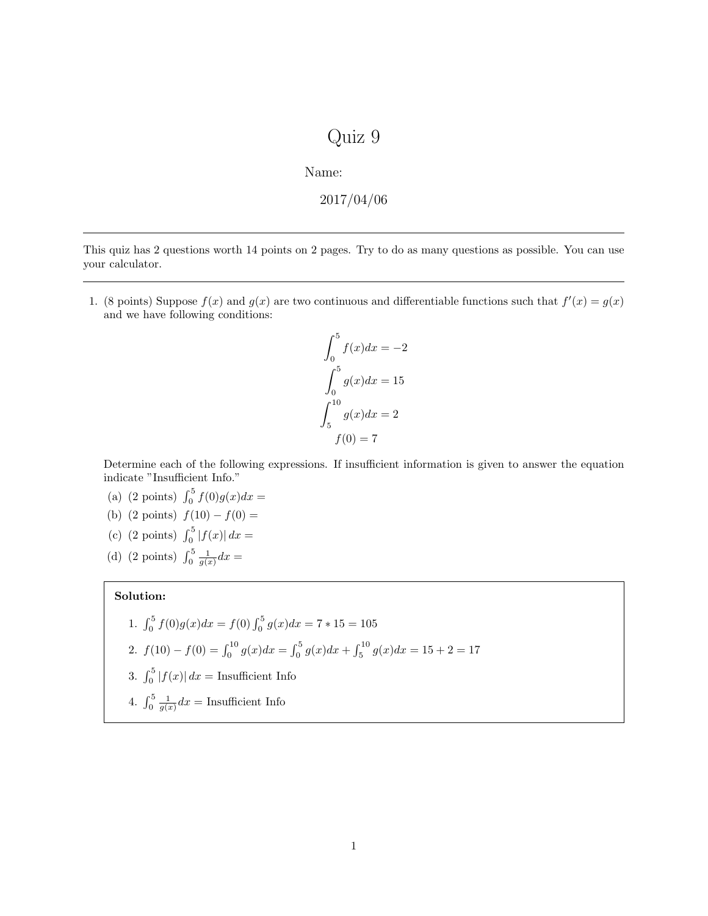# Quiz 9

Name:

2017/04/06

---

This quiz has 2 questions worth 14 points on 2 pages. Try to do as many questions as possible. You can use your calculator.

---

1. (8 points) Suppose $f(x)$ and $g(x)$ are two continuous and differentiable functions such that $f'(x) = g(x)$ and we have following conditions:

$$\int_0^5 f(x)dx = -2$$

$$\int_0^5 g(x)dx = 15$$

$$\int_5^{10} g(x)dx = 2$$

$$f(0) = 7$$

Determine each of the following expressions. If insufficient information is given to answer the equation indicate "Insufficient Info."

(a) (2 points) $\int_0^5 f(0)g(x)dx =$

(b) (2 points) $f(10) - f(0) =$

(c) (2 points) $\int_0^5 |f(x)|\, dx =$

(d) (2 points) $\int_0^5 \frac{1}{g(x)}dx =$

**Solution:**

1. $\int_0^5 f(0)g(x)dx = f(0)\int_0^5 g(x)dx = 7 * 15 = 105$
2. $f(10) - f(0) = \int_0^{10} g(x)dx = \int_0^5 g(x)dx + \int_5^{10} g(x)dx = 15 + 2 = 17$
3. $\int_0^5 |f(x)|\, dx =$ Insufficient Info
4. $\int_0^5 \frac{1}{g(x)}dx =$ Insufficient Info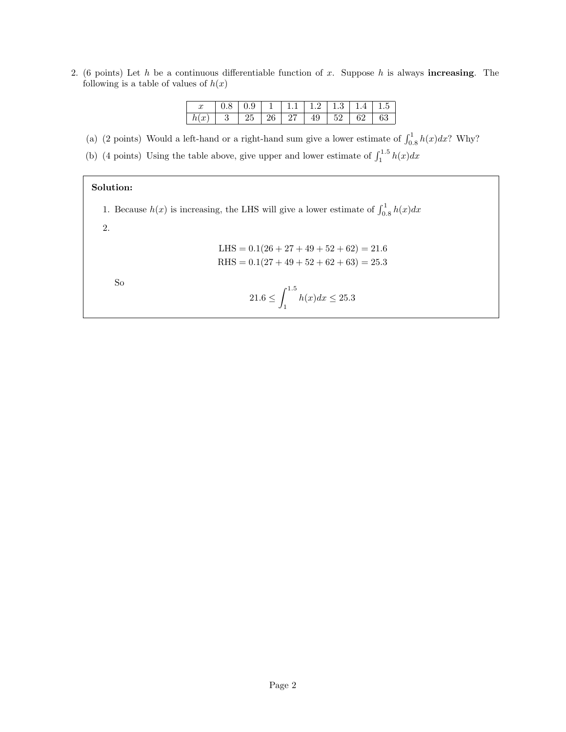2. (6 points) Let $h$ be a continuous differentiable function of $x$. Suppose $h$ is always **increasing**. The following is a table of values of $h(x)$

| $x$ | 0.8 | 0.9 | 1 | 1.1 | 1.2 | 1.3 | 1.4 | 1.5 |
|---|---|---|---|---|---|---|---|---|
| $h(x)$ | 3 | 25 | 26 | 27 | 49 | 52 | 62 | 63 |

(a) (2 points) Would a left-hand or a right-hand sum give a lower estimate of $\int_{0.8}^{1} h(x)dx$? Why?

(b) (4 points) Using the table above, give upper and lower estimate of $\int_{1}^{1.5} h(x)dx$

**Solution:**

1. Because $h(x)$ is increasing, the LHS will give a lower estimate of $\int_{0.8}^{1} h(x)dx$

2. 

$$\text{LHS} = 0.1(26 + 27 + 49 + 52 + 62) = 21.6$$
$$\text{RHS} = 0.1(27 + 49 + 52 + 62 + 63) = 25.3$$

So

$$21.6 \leq \int_{1}^{1.5} h(x)dx \leq 25.3$$